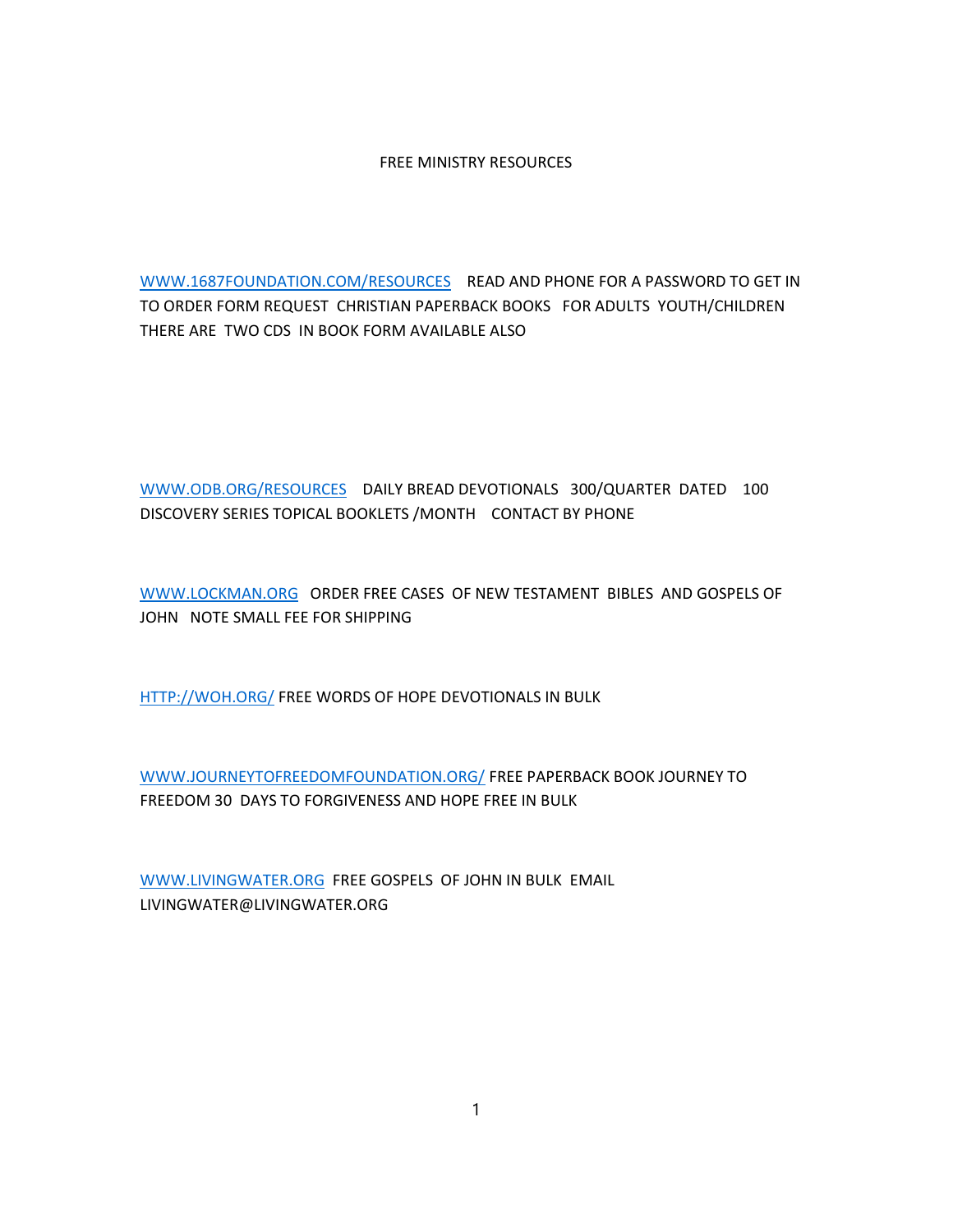# FREE MINISTRY RESOURCES

WWW.1687FOUNDATION.COM/RESOURCES READ AND PHONE FOR A PASSWORD TO GET IN TO ORDER FORM REQUEST CHRISTIAN PAPERBACK BOOKS FOR ADULTS YOUTH/CHILDREN THERE ARE TWO CDS IN BOOK FORM AVAILABLE ALSO

WWW.ODB.ORG/RESOURCES DAILY BREAD DEVOTIONALS 300/QUARTER DATED 100 DISCOVERY SERIES TOPICAL BOOKLETS /MONTH CONTACT BY PHONE

WWW.LOCKMAN.ORG ORDER FREE CASES OF NEW TESTAMENT BIBLES AND GOSPELS OF JOHN NOTE SMALL FEE FOR SHIPPING

HTTP://WOH.ORG/ FREE WORDS OF HOPE DEVOTIONALS IN BULK

WWW.JOURNEYTOFREEDOMFOUNDATION.ORG/ FREE PAPERBACK BOOK JOURNEY TO FREEDOM 30 DAYS TO FORGIVENESS AND HOPE FREE IN BULK

WWW.LIVINGWATER.ORG FREE GOSPELS OF JOHN IN BULK EMAIL LIVINGWATER@LIVINGWATER.ORG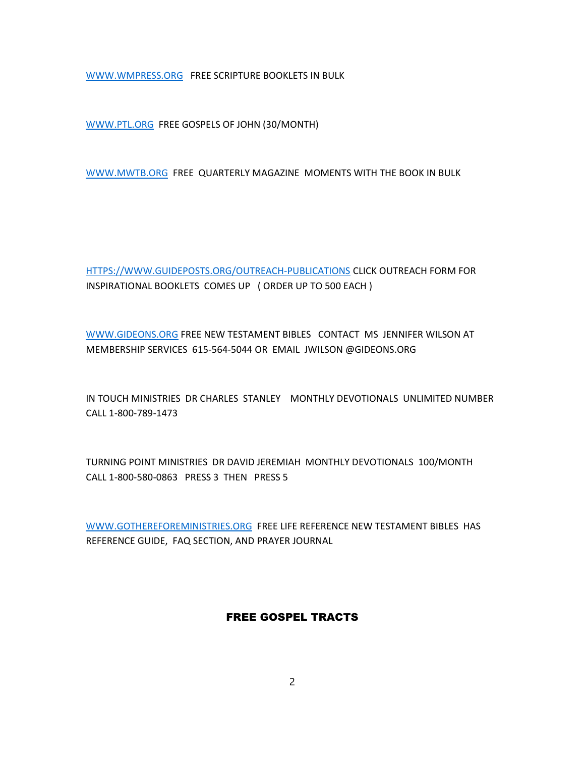WWW.WMPRESS.ORG FREE SCRIPTURE BOOKLETS IN BULK

WWW.PTL.ORG FREE GOSPELS OF JOHN (30/MONTH)

WWW.MWTB.ORG FREE QUARTERLY MAGAZINE MOMENTS WITH THE BOOK IN BULK

HTTPS://WWW.GUIDEPOSTS.ORG/OUTREACH-PUBLICATIONS CLICK OUTREACH FORM FOR INSPIRATIONAL BOOKLETS COMES UP ( ORDER UP TO 500 EACH )

WWW.GIDEONS.ORG FREE NEW TESTAMENT BIBLES CONTACT MS JENNIFER WILSON AT MEMBERSHIP SERVICES 615-564-5044 OR EMAIL JWILSON @GIDEONS.ORG

IN TOUCH MINISTRIES DR CHARLES STANLEY MONTHLY DEVOTIONALS UNLIMITED NUMBER CALL 1-800-789-1473

TURNING POINT MINISTRIES DR DAVID JEREMIAH MONTHLY DEVOTIONALS 100/MONTH CALL 1-800-580-0863 PRESS 3 THEN PRESS 5

WWW.GOTHEREFOREMINISTRIES.ORG FREE LIFE REFERENCE NEW TESTAMENT BIBLES HAS REFERENCE GUIDE, FAQ SECTION, AND PRAYER JOURNAL

## FREE GOSPEL TRACTS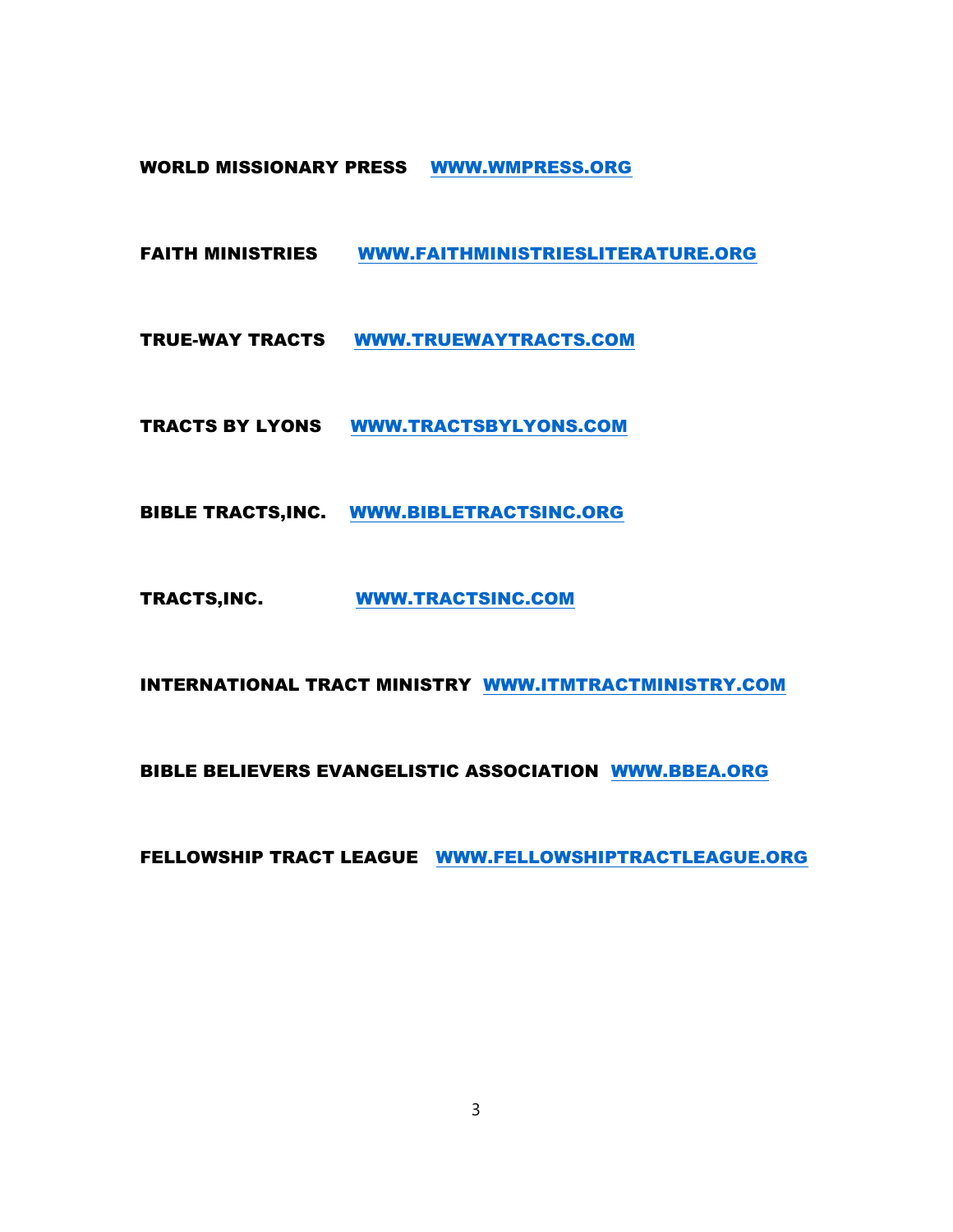**WORLD MISSIONARY PRESS** [WWW.WMPRESS.ORG](http://www.wmpress.org)

**FAITH MINISTRIES** [WWW.FAITHMINISTRIESLITERATURE.ORG](http://www.faithministriesliterature.org)

**TRUE-WAY TRACTS** [WWW.TRUEWAYTRACTS.COM](http://www.truewaytracts.com)

**TRACTS BY LYONS** [WWW.TRACTSBYLYONS.COM](http://www.tractsbylyons.com)

**BIBLE TRACTS,INC.** [WWW.BIBLETRACTSINC.ORG](http://www.bibletractsinc.org)

**TRACTS,INC.** [WWW.TRACTSINC.COM](http://www.tractsinc.com)

**INTERNATIONAL TRACT MINISTRY** [WWW.ITMTRACTMINISTRY.COM](http://www.itmtractministry.com)

**BIBLE BELIEVERS EVANGELISTIC ASSOCIATION** [WWW.BBEA.ORG](http://www.bbea.org)

**FELLOWSHIP TRACT LEAGUE** [WWW.FELLOWSHIPTRACTLEAGUE.ORG](http://www.fellowshiptractleague.org)